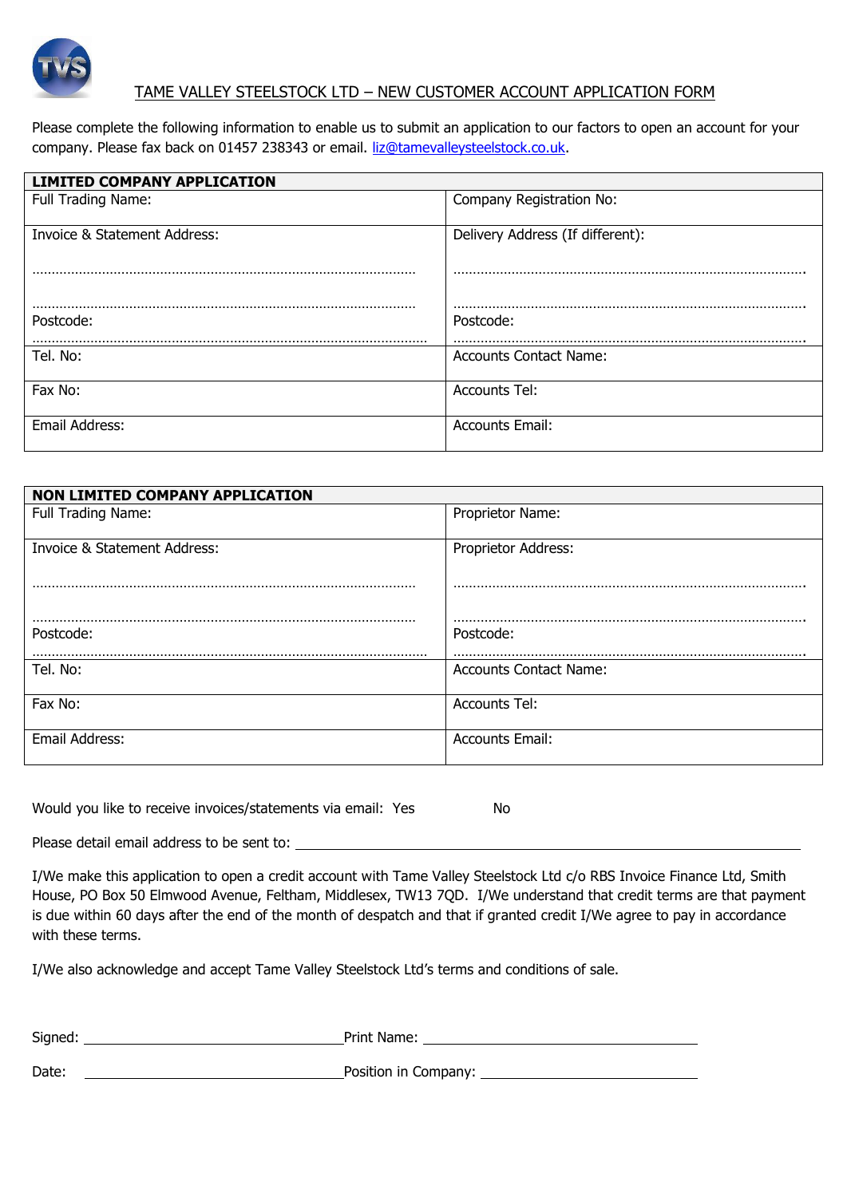# TAME VALLEY STEELSTOCK LTD – NEW CUSTOMER ACCOUNT APPLICATION FORM

Please complete the following information to enable us to submit an application to our factors to open an account for your company. Please fax back on 01457 238343 or email. liz@tamevalleysteelstock.co.uk.

| LIMITED COMPANY APPLICATION | |
|---|---|
| Full Trading Name: | Company Registration No: |
| Invoice & Statement Address:<br>………………………………………………………………………<br>………………………………………………………………………<br>Postcode:<br>……………………………………………………………………………… | Delivery Address (If different):<br>………………………………………………………………………<br>………………………………………………………………………<br>Postcode:<br>……………………………………………………………………………… |
| Tel. No: | Accounts Contact Name: |
| Fax No: | Accounts Tel: |
| Email Address: | Accounts Email: |

| NON LIMITED COMPANY APPLICATION | |
|---|---|
| Full Trading Name: | Proprietor Name: |
| Invoice & Statement Address:<br>………………………………………………………………………<br>………………………………………………………………………<br>Postcode:<br>……………………………………………………………………………… | Proprietor Address:<br>………………………………………………………………………<br>………………………………………………………………………<br>Postcode:<br>……………………………………………………………………………… |
| Tel. No: | Accounts Contact Name: |
| Fax No: | Accounts Tel: |
| Email Address: | Accounts Email: |

Would you like to receive invoices/statements via email: Yes No

Please detail email address to be sent to: ______________________________________________

I/We make this application to open a credit account with Tame Valley Steelstock Ltd c/o RBS Invoice Finance Ltd, Smith House, PO Box 50 Elmwood Avenue, Feltham, Middlesex, TW13 7QD. I/We understand that credit terms are that payment is due within 60 days after the end of the month of despatch and that if granted credit I/We agree to pay in accordance with these terms.

I/We also acknowledge and accept Tame Valley Steelstock Ltd's terms and conditions of sale.

Signed: ______________________ Print Name: ______________________

Date: ______________________ Position in Company: ______________________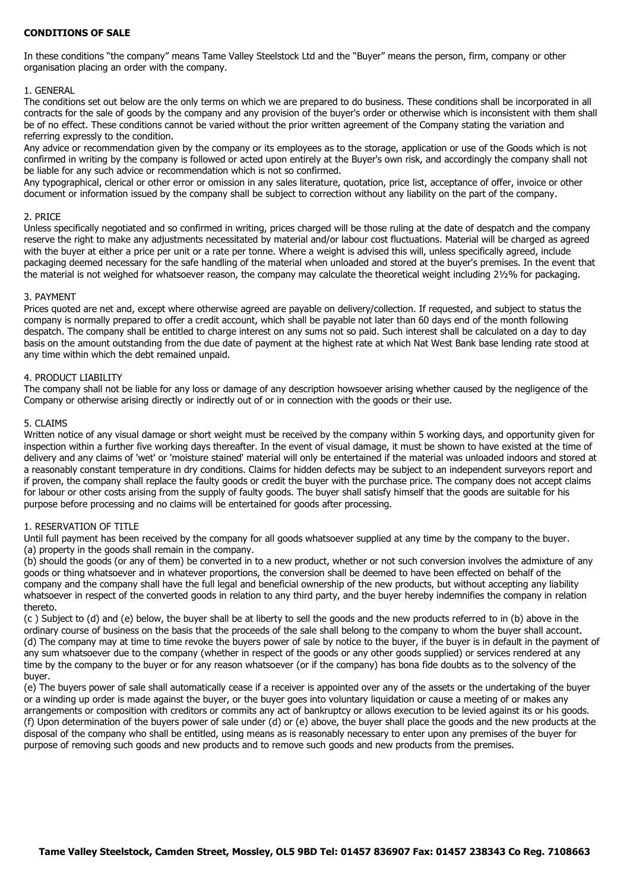**CONDITIONS OF SALE**

In these conditions "the company" means Tame Valley Steelstock Ltd and the "Buyer" means the person, firm, company or other organisation placing an order with the company.

1. GENERAL

The conditions set out below are the only terms on which we are prepared to do business. These conditions shall be incorporated in all contracts for the sale of goods by the company and any provision of the buyer's order or otherwise which is inconsistent with them shall be of no effect. These conditions cannot be varied without the prior written agreement of the Company stating the variation and referring expressly to the condition.

Any advice or recommendation given by the company or its employees as to the storage, application or use of the Goods which is not confirmed in writing by the company is followed or acted upon entirely at the Buyer's own risk, and accordingly the company shall not be liable for any such advice or recommendation which is not so confirmed.

Any typographical, clerical or other error or omission in any sales literature, quotation, price list, acceptance of offer, invoice or other document or information issued by the company shall be subject to correction without any liability on the part of the company.

2. PRICE

Unless specifically negotiated and so confirmed in writing, prices charged will be those ruling at the date of despatch and the company reserve the right to make any adjustments necessitated by material and/or labour cost fluctuations. Material will be charged as agreed with the buyer at either a price per unit or a rate per tonne. Where a weight is advised this will, unless specifically agreed, include packaging deemed necessary for the safe handling of the material when unloaded and stored at the buyer's premises. In the event that the material is not weighed for whatsoever reason, the company may calculate the theoretical weight including 2½% for packaging.

3. PAYMENT

Prices quoted are net and, except where otherwise agreed are payable on delivery/collection. If requested, and subject to status the company is normally prepared to offer a credit account, which shall be payable not later than 60 days end of the month following despatch. The company shall be entitled to charge interest on any sums not so paid. Such interest shall be calculated on a day to day basis on the amount outstanding from the due date of payment at the highest rate at which Nat West Bank base lending rate stood at any time within which the debt remained unpaid.

4. PRODUCT LIABILITY

The company shall not be liable for any loss or damage of any description howsoever arising whether caused by the negligence of the Company or otherwise arising directly or indirectly out of or in connection with the goods or their use.

5. CLAIMS

Written notice of any visual damage or short weight must be received by the company within 5 working days, and opportunity given for inspection within a further five working days thereafter. In the event of visual damage, it must be shown to have existed at the time of delivery and any claims of 'wet' or 'moisture stained' material will only be entertained if the material was unloaded indoors and stored at a reasonably constant temperature in dry conditions. Claims for hidden defects may be subject to an independent surveyors report and if proven, the company shall replace the faulty goods or credit the buyer with the purchase price. The company does not accept claims for labour or other costs arising from the supply of faulty goods. The buyer shall satisfy himself that the goods are suitable for his purpose before processing and no claims will be entertained for goods after processing.

1. RESERVATION OF TITLE

Until full payment has been received by the company for all goods whatsoever supplied at any time by the company to the buyer.

(a) property in the goods shall remain in the company.

(b) should the goods (or any of them) be converted in to a new product, whether or not such conversion involves the admixture of any goods or thing whatsoever and in whatever proportions, the conversion shall be deemed to have been effected on behalf of the company and the company shall have the full legal and beneficial ownership of the new products, but without accepting any liability whatsoever in respect of the converted goods in relation to any third party, and the buyer hereby indemnifies the company in relation thereto.

(c ) Subject to (d) and (e) below, the buyer shall be at liberty to sell the goods and the new products referred to in (b) above in the ordinary course of business on the basis that the proceeds of the sale shall belong to the company to whom the buyer shall account.

(d) The company may at time to time revoke the buyers power of sale by notice to the buyer, if the buyer is in default in the payment of any sum whatsoever due to the company (whether in respect of the goods or any other goods supplied) or services rendered at any time by the company to the buyer or for any reason whatsoever (or if the company) has bona fide doubts as to the solvency of the buyer.

(e) The buyers power of sale shall automatically cease if a receiver is appointed over any of the assets or the undertaking of the buyer or a winding up order is made against the buyer, or the buyer goes into voluntary liquidation or cause a meeting of or makes any arrangements or composition with creditors or commits any act of bankruptcy or allows execution to be levied against its or his goods.

(f) Upon determination of the buyers power of sale under (d) or (e) above, the buyer shall place the goods and the new products at the disposal of the company who shall be entitled, using means as is reasonably necessary to enter upon any premises of the buyer for purpose of removing such goods and new products and to remove such goods and new products from the premises.

**Tame Valley Steelstock, Camden Street, Mossley, OL5 9BD Tel: 01457 836907 Fax: 01457 238343 Co Reg. 7108663**